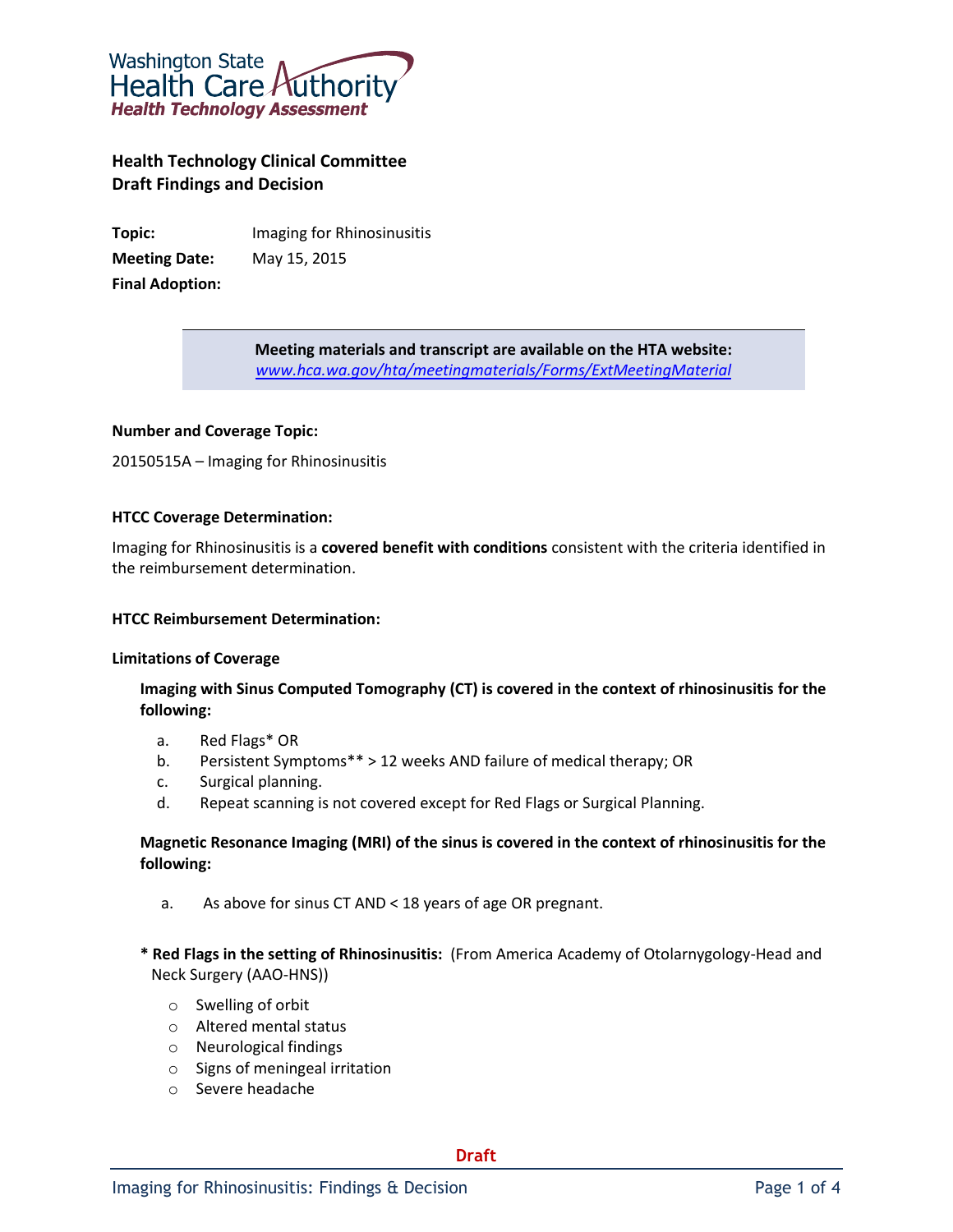Washington State Health Care Authority
*Health Technology Assessment*

## Health Technology Clinical Committee
## Draft Findings and Decision

**Topic:** Imaging for Rhinosinusitis
**Meeting Date:** May 15, 2015
**Final Adoption:**

> **Meeting materials and transcript are available on the HTA website:**
> *www.hca.wa.gov/hta/meetingmaterials/Forms/ExtMeetingMaterial*

**Number and Coverage Topic:**

20150515A – Imaging for Rhinosinusitis

**HTCC Coverage Determination:**

Imaging for Rhinosinusitis is a **covered benefit with conditions** consistent with the criteria identified in the reimbursement determination.

**HTCC Reimbursement Determination:**

**Limitations of Coverage**

**Imaging with Sinus Computed Tomography (CT) is covered in the context of rhinosinusitis for the following:**

a. Red Flags* OR
b. Persistent Symptoms** > 12 weeks AND failure of medical therapy; OR
c. Surgical planning.
d. Repeat scanning is not covered except for Red Flags or Surgical Planning.

**Magnetic Resonance Imaging (MRI) of the sinus is covered in the context of rhinosinusitis for the following:**

a. As above for sinus CT AND < 18 years of age OR pregnant.

**\* Red Flags in the setting of Rhinosinusitis:** (From America Academy of Otolarnygology-Head and Neck Surgery (AAO-HNS))

- Swelling of orbit
- Altered mental status
- Neurological findings
- Signs of meningeal irritation
- Severe headache

Draft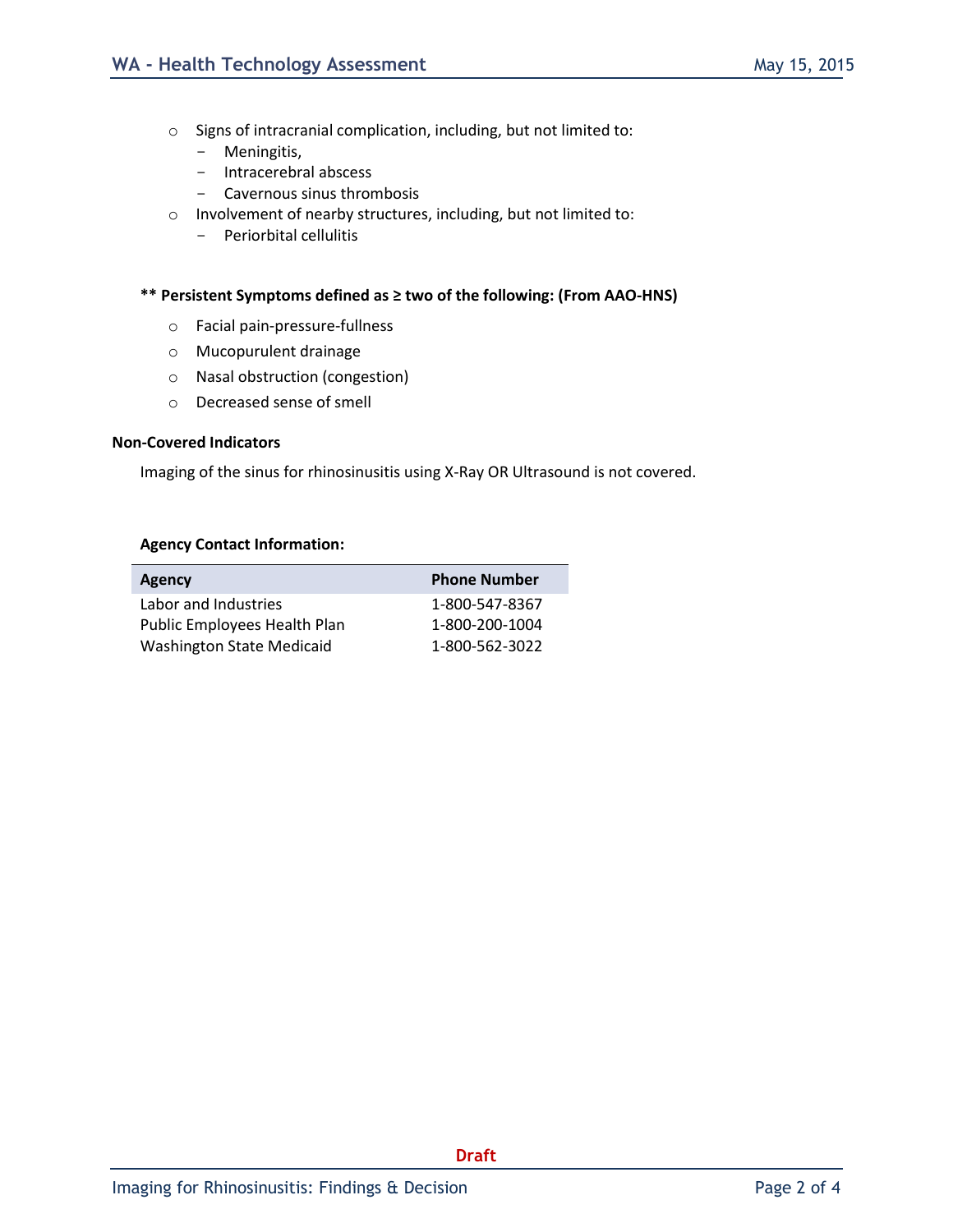- Signs of intracranial complication, including, but not limited to:
  - Meningitis,
  - Intracerebral abscess
  - Cavernous sinus thrombosis
- Involvement of nearby structures, including, but not limited to:
  - Periorbital cellulitis

**** Persistent Symptoms defined as ≥ two of the following: (From AAO-HNS)**

- Facial pain-pressure-fullness
- Mucopurulent drainage
- Nasal obstruction (congestion)
- Decreased sense of smell

**Non-Covered Indicators**

Imaging of the sinus for rhinosinusitis using X-Ray OR Ultrasound is not covered.

**Agency Contact Information:**

| Agency | Phone Number |
| --- | --- |
| Labor and Industries | 1-800-547-8367 |
| Public Employees Health Plan | 1-800-200-1004 |
| Washington State Medicaid | 1-800-562-3022 |

Draft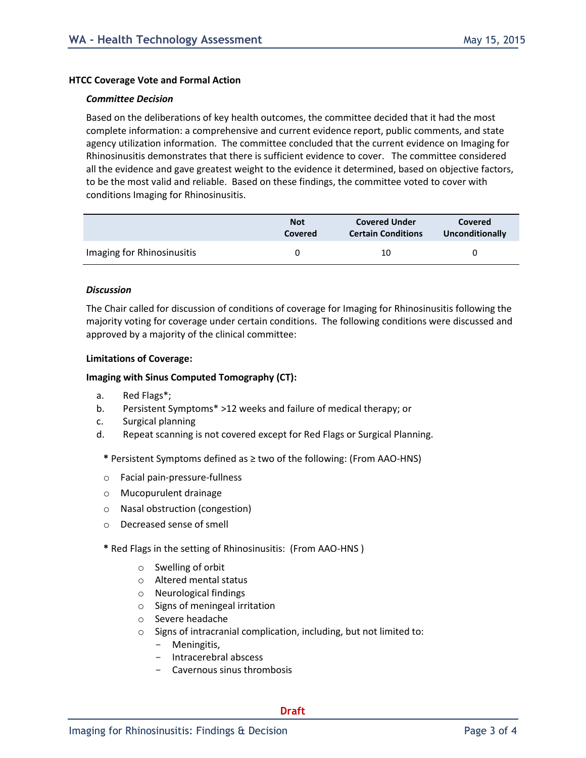### HTCC Coverage Vote and Formal Action

#### *Committee Decision*

Based on the deliberations of key health outcomes, the committee decided that it had the most complete information: a comprehensive and current evidence report, public comments, and state agency utilization information. The committee concluded that the current evidence on Imaging for Rhinosinusitis demonstrates that there is sufficient evidence to cover. The committee considered all the evidence and gave greatest weight to the evidence it determined, based on objective factors, to be the most valid and reliable. Based on these findings, the committee voted to cover with conditions Imaging for Rhinosinusitis.

| | Not Covered | Covered Under Certain Conditions | Covered Unconditionally |
|---|---|---|---|
| Imaging for Rhinosinusitis | 0 | 10 | 0 |

#### *Discussion*

The Chair called for discussion of conditions of coverage for Imaging for Rhinosinusitis following the majority voting for coverage under certain conditions. The following conditions were discussed and approved by a majority of the clinical committee:

**Limitations of Coverage:**

**Imaging with Sinus Computed Tomography (CT):**

a. Red Flags*;
b. Persistent Symptoms* >12 weeks and failure of medical therapy; or
c. Surgical planning
d. Repeat scanning is not covered except for Red Flags or Surgical Planning.

**\*** Persistent Symptoms defined as ≥ two of the following: (From AAO-HNS)

- Facial pain-pressure-fullness
- Mucopurulent drainage
- Nasal obstruction (congestion)
- Decreased sense of smell

**\*** Red Flags in the setting of Rhinosinusitis: (From AAO-HNS )

- Swelling of orbit
- Altered mental status
- Neurological findings
- Signs of meningeal irritation
- Severe headache
- Signs of intracranial complication, including, but not limited to:
  - Meningitis,
  - Intracerebral abscess
  - Cavernous sinus thrombosis

Draft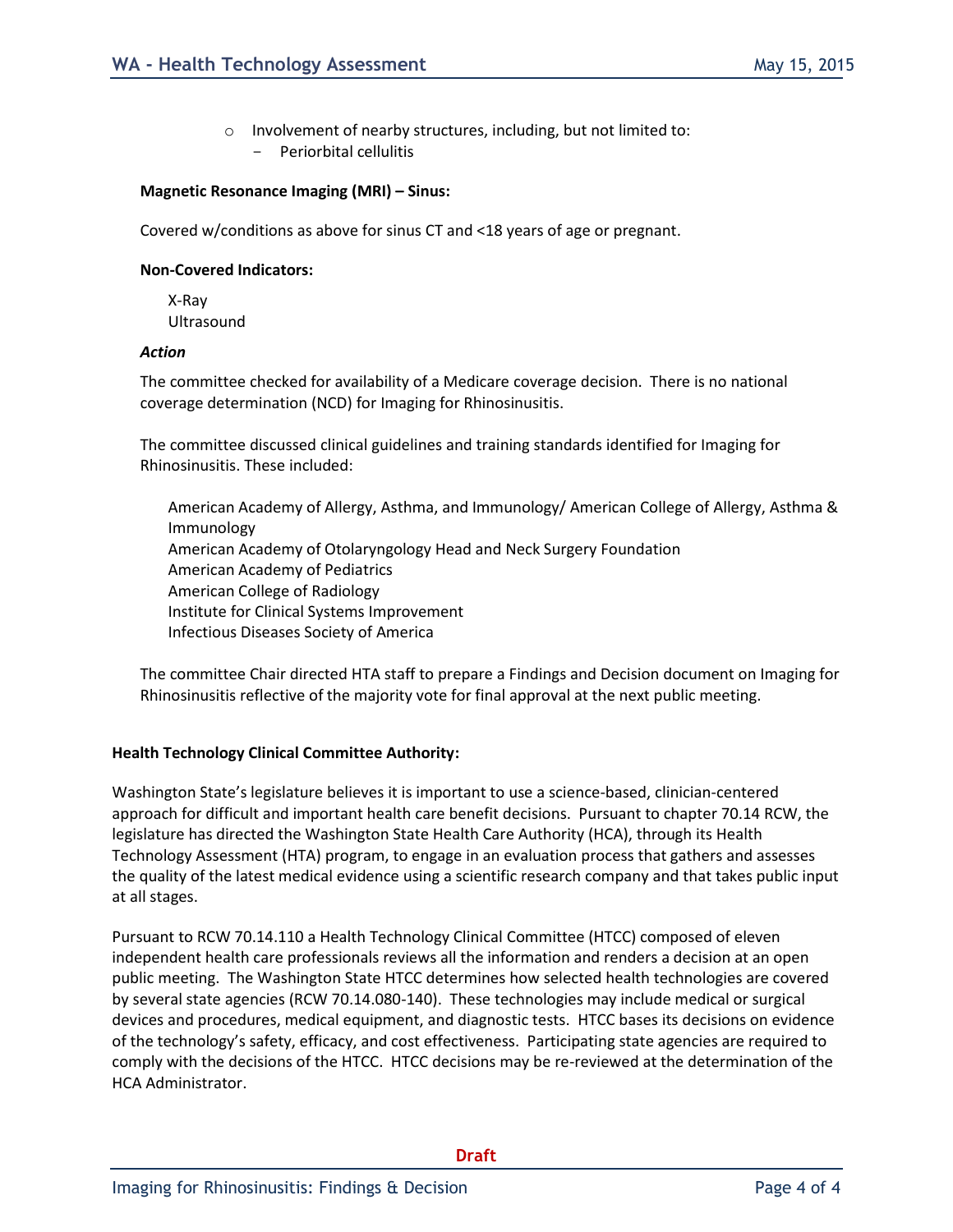- Involvement of nearby structures, including, but not limited to:
  - Periorbital cellulitis

**Magnetic Resonance Imaging (MRI) – Sinus:**

Covered w/conditions as above for sinus CT and <18 years of age or pregnant.

**Non-Covered Indicators:**

X-Ray
Ultrasound

***Action***

The committee checked for availability of a Medicare coverage decision. There is no national coverage determination (NCD) for Imaging for Rhinosinusitis.

The committee discussed clinical guidelines and training standards identified for Imaging for Rhinosinusitis. These included:

American Academy of Allergy, Asthma, and Immunology/ American College of Allergy, Asthma & Immunology
American Academy of Otolaryngology Head and Neck Surgery Foundation
American Academy of Pediatrics
American College of Radiology
Institute for Clinical Systems Improvement
Infectious Diseases Society of America

The committee Chair directed HTA staff to prepare a Findings and Decision document on Imaging for Rhinosinusitis reflective of the majority vote for final approval at the next public meeting.

**Health Technology Clinical Committee Authority:**

Washington State's legislature believes it is important to use a science-based, clinician-centered approach for difficult and important health care benefit decisions. Pursuant to chapter 70.14 RCW, the legislature has directed the Washington State Health Care Authority (HCA), through its Health Technology Assessment (HTA) program, to engage in an evaluation process that gathers and assesses the quality of the latest medical evidence using a scientific research company and that takes public input at all stages.

Pursuant to RCW 70.14.110 a Health Technology Clinical Committee (HTCC) composed of eleven independent health care professionals reviews all the information and renders a decision at an open public meeting. The Washington State HTCC determines how selected health technologies are covered by several state agencies (RCW 70.14.080-140). These technologies may include medical or surgical devices and procedures, medical equipment, and diagnostic tests. HTCC bases its decisions on evidence of the technology's safety, efficacy, and cost effectiveness. Participating state agencies are required to comply with the decisions of the HTCC. HTCC decisions may be re-reviewed at the determination of the HCA Administrator.

Draft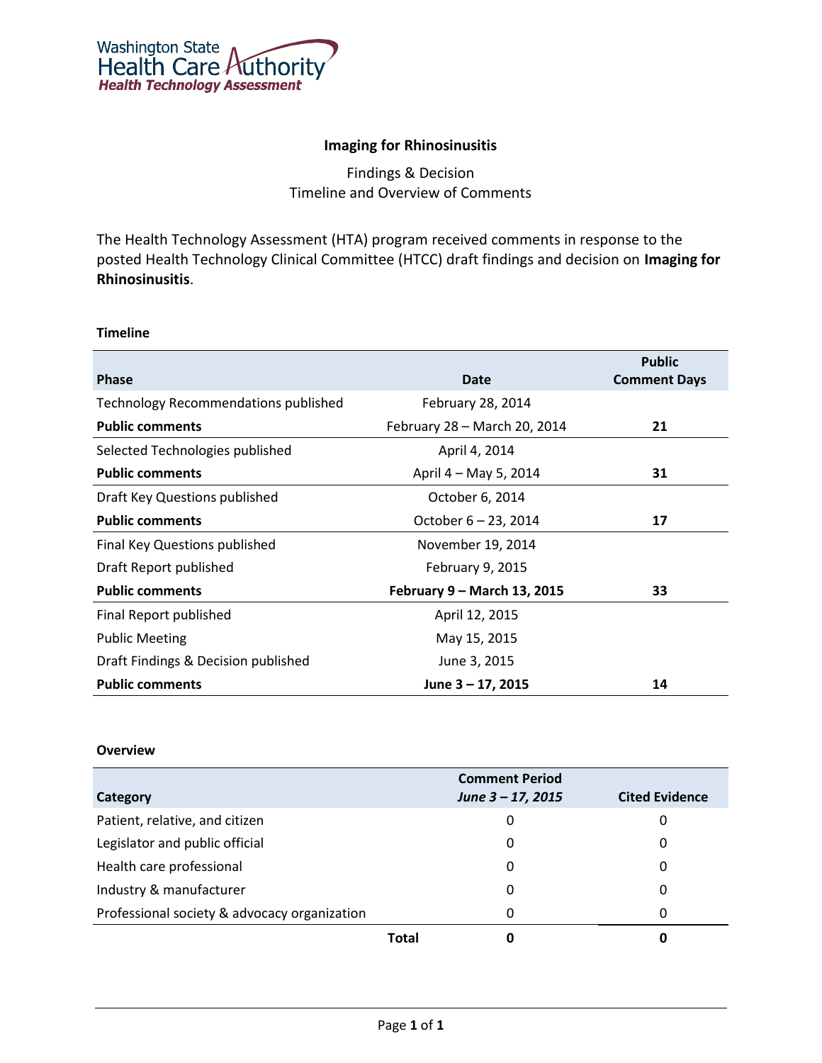Washington State Health Care Authority
Health Technology Assessment

# Imaging for Rhinosinusitis

Findings & Decision
Timeline and Overview of Comments

The Health Technology Assessment (HTA) program received comments in response to the posted Health Technology Clinical Committee (HTCC) draft findings and decision on **Imaging for Rhinosinusitis**.

**Timeline**

| Phase | Date | Public Comment Days |
|---|---|---|
| Technology Recommendations published | February 28, 2014 | |
| **Public comments** | February 28 – March 20, 2014 | **21** |
| Selected Technologies published | April 4, 2014 | |
| **Public comments** | April 4 – May 5, 2014 | **31** |
| Draft Key Questions published | October 6, 2014 | |
| **Public comments** | October 6 – 23, 2014 | **17** |
| Final Key Questions published | November 19, 2014 | |
| Draft Report published | February 9, 2015 | |
| **Public comments** | **February 9 – March 13, 2015** | **33** |
| Final Report published | April 12, 2015 | |
| Public Meeting | May 15, 2015 | |
| Draft Findings & Decision published | June 3, 2015 | |
| **Public comments** | **June 3 – 17, 2015** | **14** |

**Overview**

| Category | Comment Period *June 3 – 17, 2015* | Cited Evidence |
|---|---|---|
| Patient, relative, and citizen | 0 | 0 |
| Legislator and public official | 0 | 0 |
| Health care professional | 0 | 0 |
| Industry & manufacturer | 0 | 0 |
| Professional society & advocacy organization | 0 | 0 |
| **Total** | **0** | **0** |